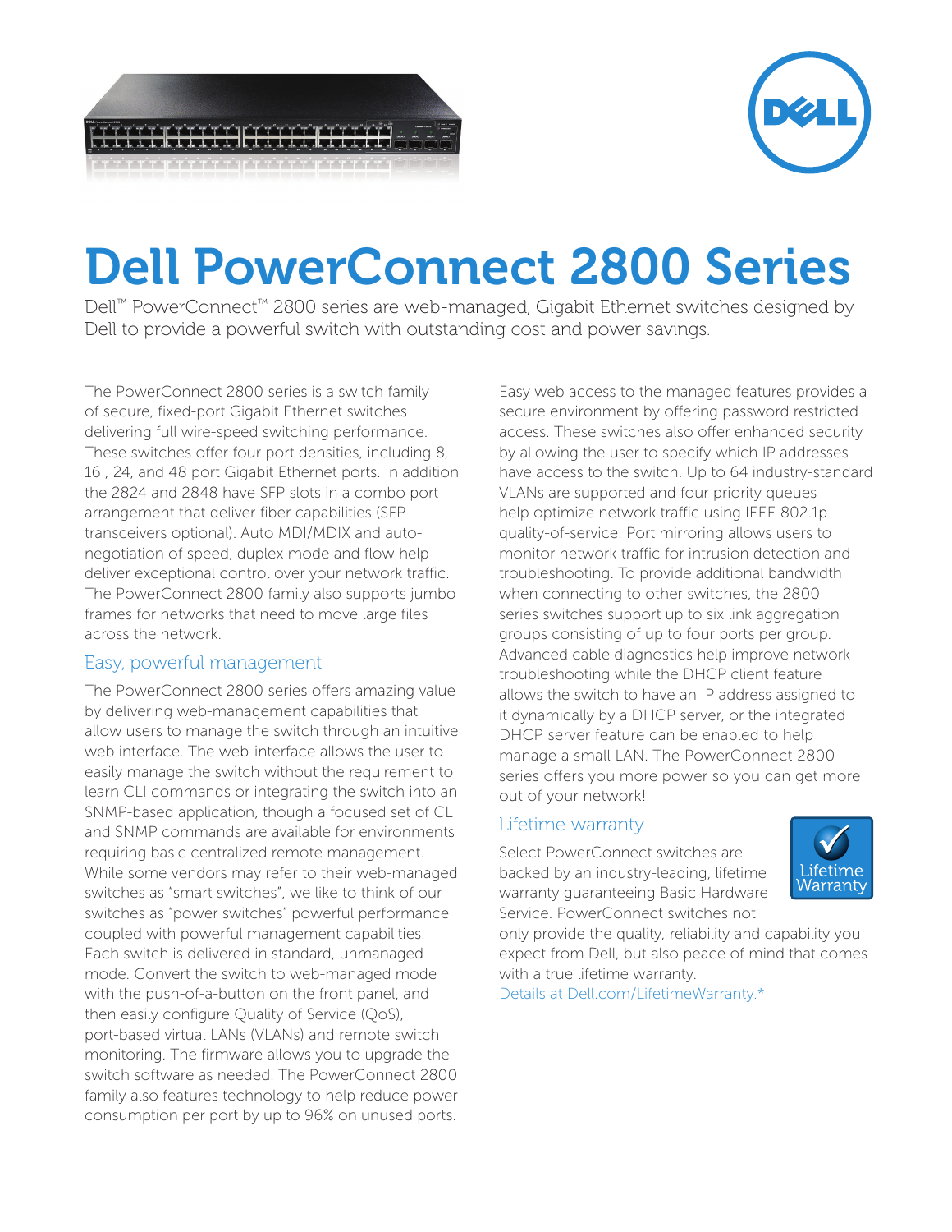# Dell PowerConnect 2800 Series

Dell™ PowerConnect™ 2800 series are web-managed, Gigabit Ethernet switches designed by Dell to provide a powerful switch with outstanding cost and power savings.

The PowerConnect 2800 series is a switch family of secure, fixed-port Gigabit Ethernet switches delivering full wire-speed switching performance. These switches offer four port densities, including 8, 16 , 24, and 48 port Gigabit Ethernet ports. In addition the 2824 and 2848 have SFP slots in a combo port arrangement that deliver fiber capabilities (SFP transceivers optional). Auto MDI/MDIX and auto-negotiation of speed, duplex mode and flow help deliver exceptional control over your network traffic. The PowerConnect 2800 family also supports jumbo frames for networks that need to move large files across the network.

## Easy, powerful management

The PowerConnect 2800 series offers amazing value by delivering web-management capabilities that allow users to manage the switch through an intuitive web interface. The web-interface allows the user to easily manage the switch without the requirement to learn CLI commands or integrating the switch into an SNMP-based application, though a focused set of CLI and SNMP commands are available for environments requiring basic centralized remote management. While some vendors may refer to their web-managed switches as "smart switches", we like to think of our switches as "power switches" powerful performance coupled with powerful management capabilities. Each switch is delivered in standard, unmanaged mode. Convert the switch to web-managed mode with the push-of-a-button on the front panel, and then easily configure Quality of Service (QoS), port-based virtual LANs (VLANs) and remote switch monitoring. The firmware allows you to upgrade the switch software as needed. The PowerConnect 2800 family also features technology to help reduce power consumption per port by up to 96% on unused ports.

Easy web access to the managed features provides a secure environment by offering password restricted access. These switches also offer enhanced security by allowing the user to specify which IP addresses have access to the switch. Up to 64 industry-standard VLANs are supported and four priority queues help optimize network traffic using IEEE 802.1p quality-of-service. Port mirroring allows users to monitor network traffic for intrusion detection and troubleshooting. To provide additional bandwidth when connecting to other switches, the 2800 series switches support up to six link aggregation groups consisting of up to four ports per group. Advanced cable diagnostics help improve network troubleshooting while the DHCP client feature allows the switch to have an IP address assigned to it dynamically by a DHCP server, or the integrated DHCP server feature can be enabled to help manage a small LAN. The PowerConnect 2800 series offers you more power so you can get more out of your network!

## Lifetime warranty

Select PowerConnect switches are backed by an industry-leading, lifetime warranty guaranteeing Basic Hardware Service. PowerConnect switches not only provide the quality, reliability and capability you expect from Dell, but also peace of mind that comes with a true lifetime warranty.

Details at Dell.com/LifetimeWarranty.*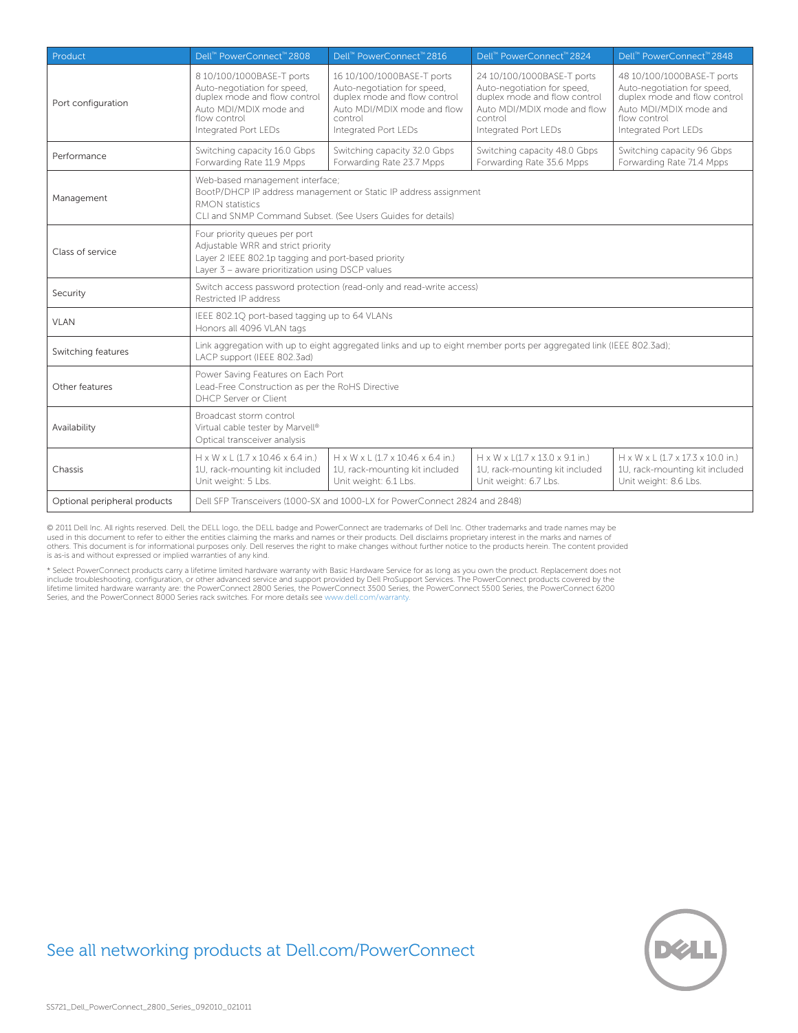| Product | Dell™ PowerConnect™ 2808 | Dell™ PowerConnect™ 2816 | Dell™ PowerConnect™ 2824 | Dell™ PowerConnect™ 2848 |
|---|---|---|---|---|
| Port configuration | 8 10/100/1000BASE-T ports<br>Auto-negotiation for speed, duplex mode and flow control<br>Auto MDI/MDIX mode and flow control<br>Integrated Port LEDs | 16 10/100/1000BASE-T ports<br>Auto-negotiation for speed, duplex mode and flow control<br>Auto MDI/MDIX mode and flow control<br>Integrated Port LEDs | 24 10/100/1000BASE-T ports<br>Auto-negotiation for speed, duplex mode and flow control<br>Auto MDI/MDIX mode and flow control<br>Integrated Port LEDs | 48 10/100/1000BASE-T ports<br>Auto-negotiation for speed, duplex mode and flow control<br>Auto MDI/MDIX mode and flow control<br>Integrated Port LEDs |
| Performance | Switching capacity 16.0 Gbps<br>Forwarding Rate 11.9 Mpps | Switching capacity 32.0 Gbps<br>Forwarding Rate 23.7 Mpps | Switching capacity 48.0 Gbps<br>Forwarding Rate 35.6 Mpps | Switching capacity 96 Gbps<br>Forwarding Rate 71.4 Mpps |
| Management | Web-based management interface;<br>BootP/DHCP IP address management or Static IP address assignment<br>RMON statistics<br>CLI and SNMP Command Subset. (See Users Guides for details) | | | |
| Class of service | Four priority queues per port<br>Adjustable WRR and strict priority<br>Layer 2 IEEE 802.1p tagging and port-based priority<br>Layer 3 – aware prioritization using DSCP values | | | |
| Security | Switch access password protection (read-only and read-write access)<br>Restricted IP address | | | |
| VLAN | IEEE 802.1Q port-based tagging up to 64 VLANs<br>Honors all 4096 VLAN tags | | | |
| Switching features | Link aggregation with up to eight aggregated links and up to eight member ports per aggregated link (IEEE 802.3ad);<br>LACP support (IEEE 802.3ad) | | | |
| Other features | Power Saving Features on Each Port<br>Lead-Free Construction as per the RoHS Directive<br>DHCP Server or Client | | | |
| Availability | Broadcast storm control<br>Virtual cable tester by Marvell®<br>Optical transceiver analysis | | | |
| Chassis | H x W x L (1.7 x 10.46 x 6.4 in.)<br>1U, rack-mounting kit included<br>Unit weight: 5 Lbs. | H x W x L (1.7 x 10.46 x 6.4 in.)<br>1U, rack-mounting kit included<br>Unit weight: 6.1 Lbs. | H x W x L(1.7 x 13.0 x 9.1 in.)<br>1U, rack-mounting kit included<br>Unit weight: 6.7 Lbs. | H x W x L (1.7 x 17.3 x 10.0 in.)<br>1U, rack-mounting kit included<br>Unit weight: 8.6 Lbs. |
| Optional peripheral products | Dell SFP Transceivers (1000-SX and 1000-LX for PowerConnect 2824 and 2848) | | | |

© 2011 Dell Inc. All rights reserved. Dell, the DELL logo, the DELL badge and PowerConnect are trademarks of Dell Inc. Other trademarks and trade names may be used in this document to refer to either the entities claiming the marks and names or their products. Dell disclaims proprietary interest in the marks and names of others. This document is for informational purposes only. Dell reserves the right to make changes without further notice to the products herein. The content provided is as-is and without expressed or implied warranties of any kind.

* Select PowerConnect products carry a lifetime limited hardware warranty with Basic Hardware Service for as long as you own the product. Replacement does not include troubleshooting, configuration, or other advanced service and support provided by Dell ProSupport Services. The PowerConnect products covered by the lifetime limited hardware warranty are: the PowerConnect 2800 Series, the PowerConnect 3500 Series, the PowerConnect 5500 Series, the PowerConnect 6200 Series, and the PowerConnect 8000 Series rack switches. For more details see www.dell.com/warranty.

See all networking products at Dell.com/PowerConnect

SS721_Dell_PowerConnect_2800_Series_092010_021011